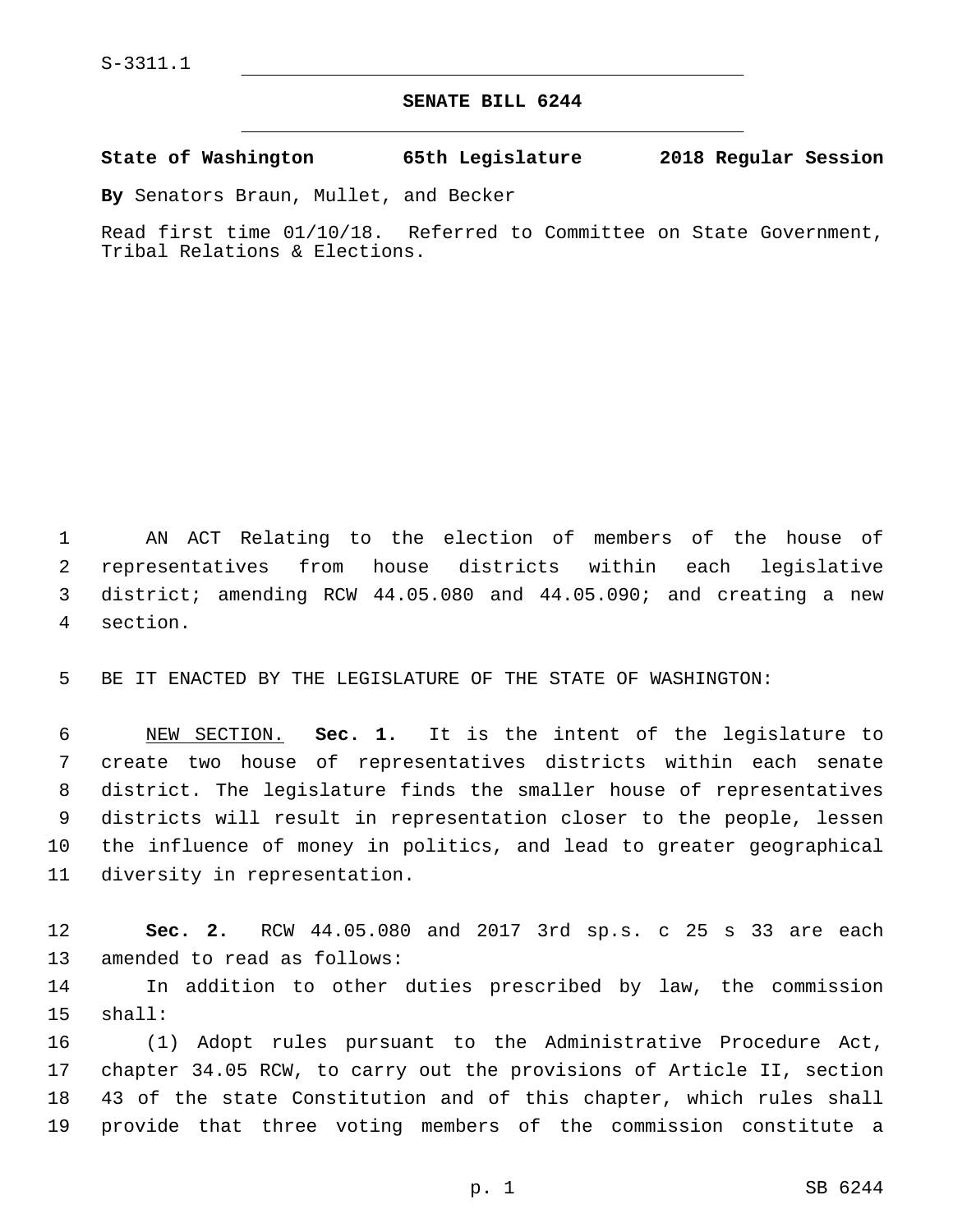S-3311.1

# SENATE BILL 6244

**State of Washington 65th Legislature 2018 Regular Session**

**By** Senators Braun, Mullet, and Becker

Read first time 01/10/18. Referred to Committee on State Government, Tribal Relations & Elections.

AN ACT Relating to the election of members of the house of representatives from house districts within each legislative district; amending RCW 44.05.080 and 44.05.090; and creating a new section.

BE IT ENACTED BY THE LEGISLATURE OF THE STATE OF WASHINGTON:

NEW SECTION. **Sec. 1.** It is the intent of the legislature to create two house of representatives districts within each senate district. The legislature finds the smaller house of representatives districts will result in representation closer to the people, lessen the influence of money in politics, and lead to greater geographical diversity in representation.

**Sec. 2.** RCW 44.05.080 and 2017 3rd sp.s. c 25 s 33 are each amended to read as follows:

In addition to other duties prescribed by law, the commission shall:

(1) Adopt rules pursuant to the Administrative Procedure Act, chapter 34.05 RCW, to carry out the provisions of Article II, section 43 of the state Constitution and of this chapter, which rules shall provide that three voting members of the commission constitute a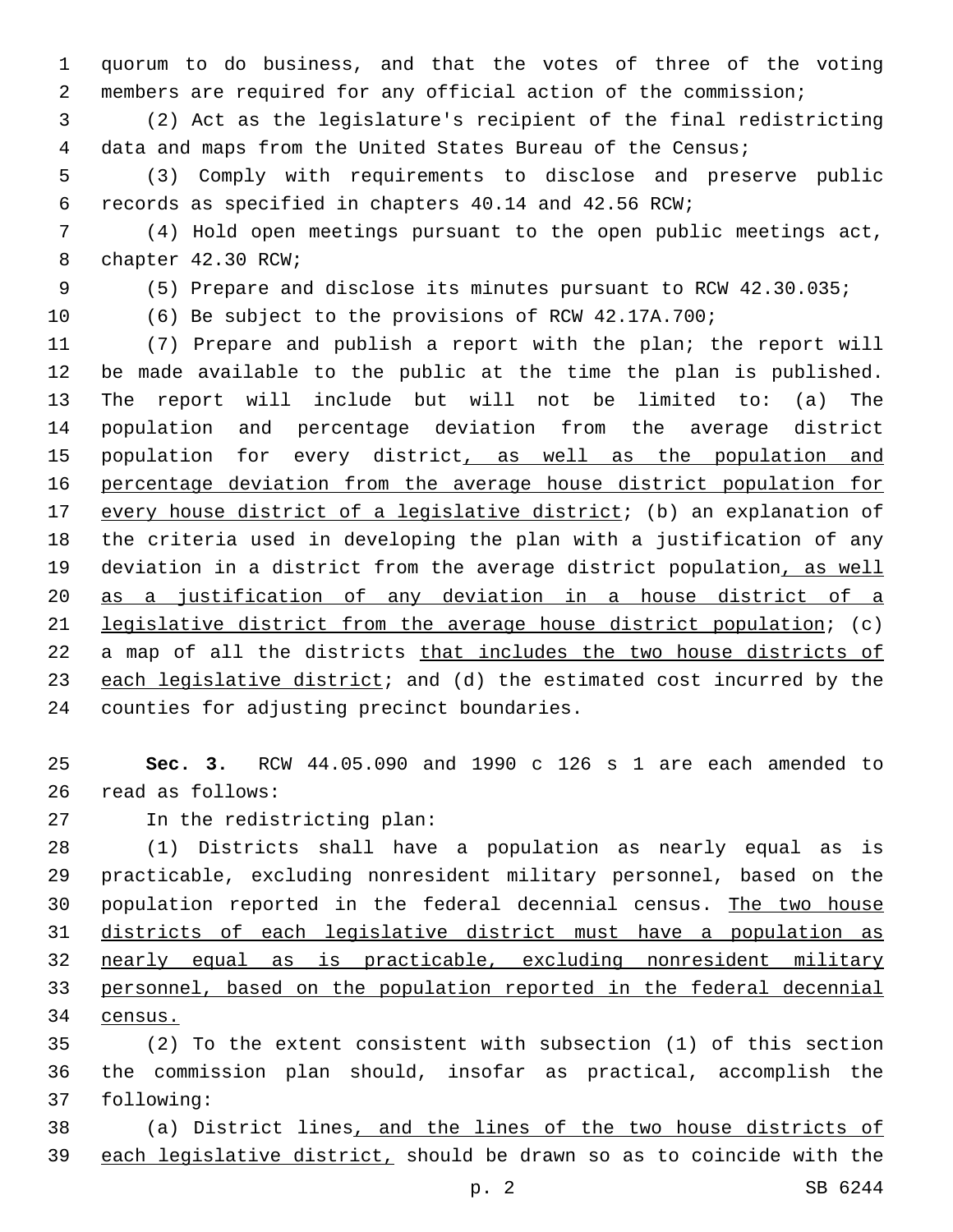quorum to do business, and that the votes of three of the voting members are required for any official action of the commission;

(2) Act as the legislature's recipient of the final redistricting data and maps from the United States Bureau of the Census;

(3) Comply with requirements to disclose and preserve public records as specified in chapters 40.14 and 42.56 RCW;

(4) Hold open meetings pursuant to the open public meetings act, chapter 42.30 RCW;

(5) Prepare and disclose its minutes pursuant to RCW 42.30.035;

(6) Be subject to the provisions of RCW 42.17A.700;

(7) Prepare and publish a report with the plan; the report will be made available to the public at the time the plan is published. The report will include but will not be limited to: (a) The population and percentage deviation from the average district population for every district<u>, as well as the population and percentage deviation from the average house district population for every house district of a legislative district</u>; (b) an explanation of the criteria used in developing the plan with a justification of any deviation in a district from the average district population<u>, as well as a justification of any deviation in a house district of a legislative district from the average house district population</u>; (c) a map of all the districts <u>that includes the two house districts of each legislative district</u>; and (d) the estimated cost incurred by the counties for adjusting precinct boundaries.

**Sec. 3.** RCW 44.05.090 and 1990 c 126 s 1 are each amended to read as follows:

In the redistricting plan:

(1) Districts shall have a population as nearly equal as is practicable, excluding nonresident military personnel, based on the population reported in the federal decennial census. <u>The two house districts of each legislative district must have a population as nearly equal as is practicable, excluding nonresident military personnel, based on the population reported in the federal decennial census.</u>

(2) To the extent consistent with subsection (1) of this section the commission plan should, insofar as practical, accomplish the following:

(a) District lines<u>, and the lines of the two house districts of each legislative district,</u> should be drawn so as to coincide with the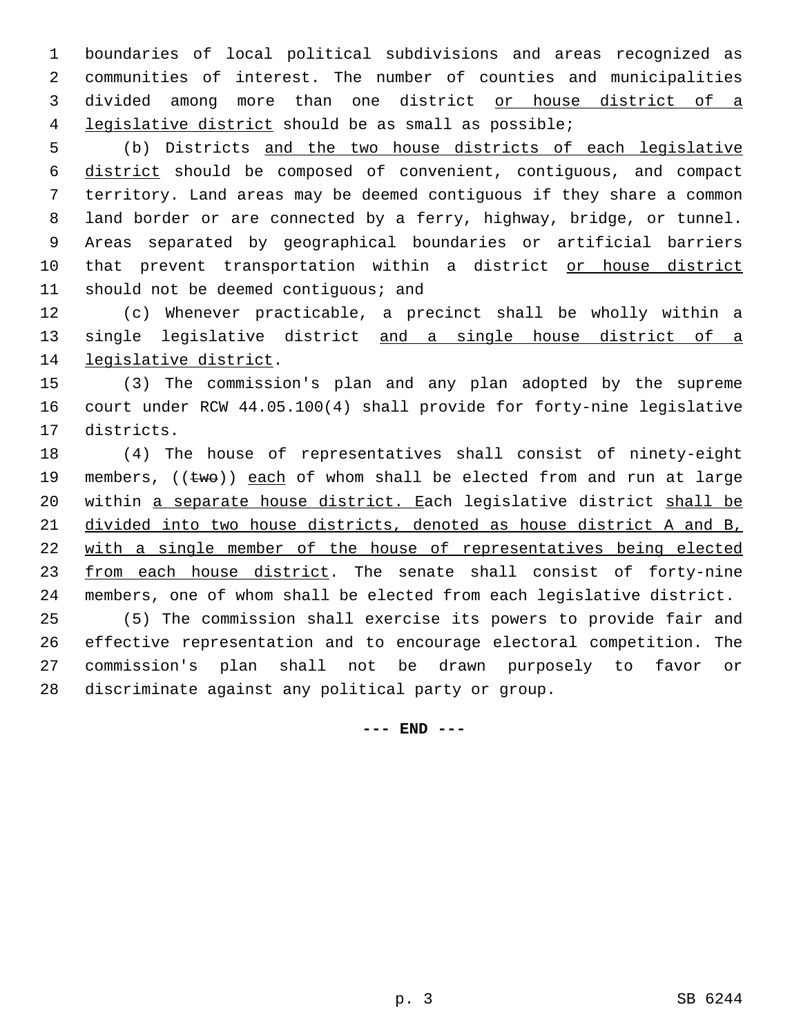boundaries of local political subdivisions and areas recognized as communities of interest. The number of counties and municipalities divided among more than one district <u>or house district of a legislative district</u> should be as small as possible;

(b) Districts <u>and the two house districts of each legislative district</u> should be composed of convenient, contiguous, and compact territory. Land areas may be deemed contiguous if they share a common land border or are connected by a ferry, highway, bridge, or tunnel. Areas separated by geographical boundaries or artificial barriers that prevent transportation within a district <u>or house district</u> should not be deemed contiguous; and

(c) Whenever practicable, a precinct shall be wholly within a single legislative district <u>and a single house district of a legislative district</u>.

(3) The commission's plan and any plan adopted by the supreme court under RCW 44.05.100(4) shall provide for forty-nine legislative districts.

(4) The house of representatives shall consist of ninety-eight members, ((~~two~~)) <u>each</u> of whom shall be elected from and run at large within <u>a separate house district. E</u>ach legislative district <u>shall be divided into two house districts, denoted as house district A and B, with a single member of the house of representatives being elected from each house district</u>. The senate shall consist of forty-nine members, one of whom shall be elected from each legislative district.

(5) The commission shall exercise its powers to provide fair and effective representation and to encourage electoral competition. The commission's plan shall not be drawn purposely to favor or discriminate against any political party or group.

**--- END ---**